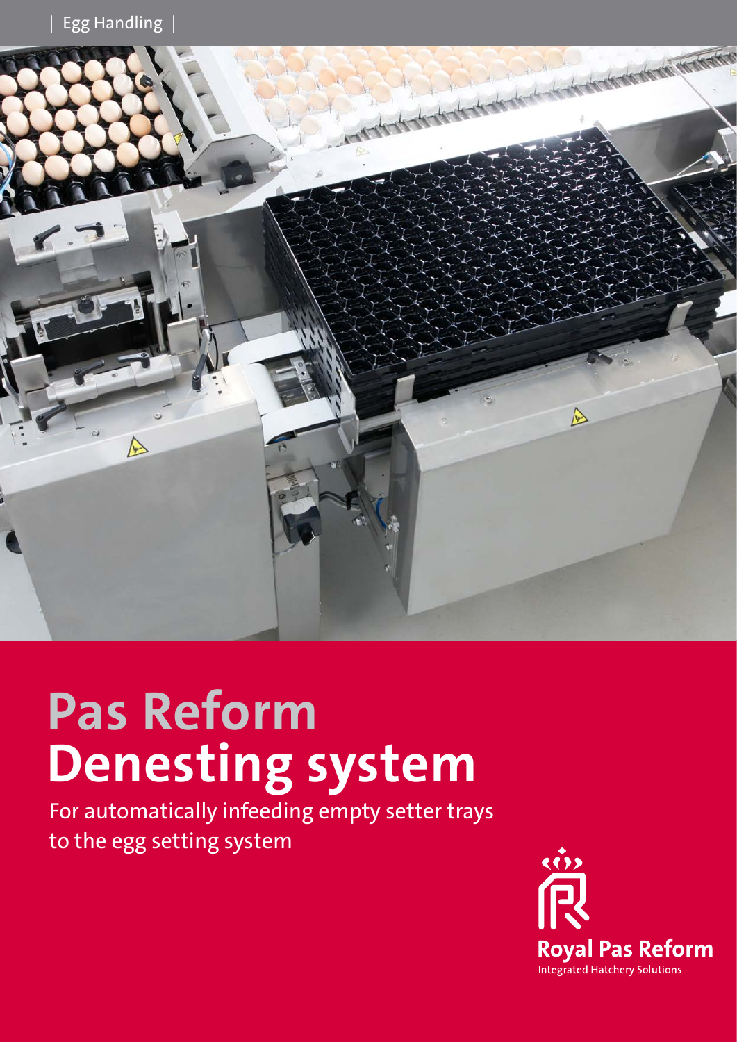| Egg Handling |

# Pas Reform
# Denesting system

For automatically infeeding empty setter trays to the egg setting system

Royal Pas Reform
Integrated Hatchery Solutions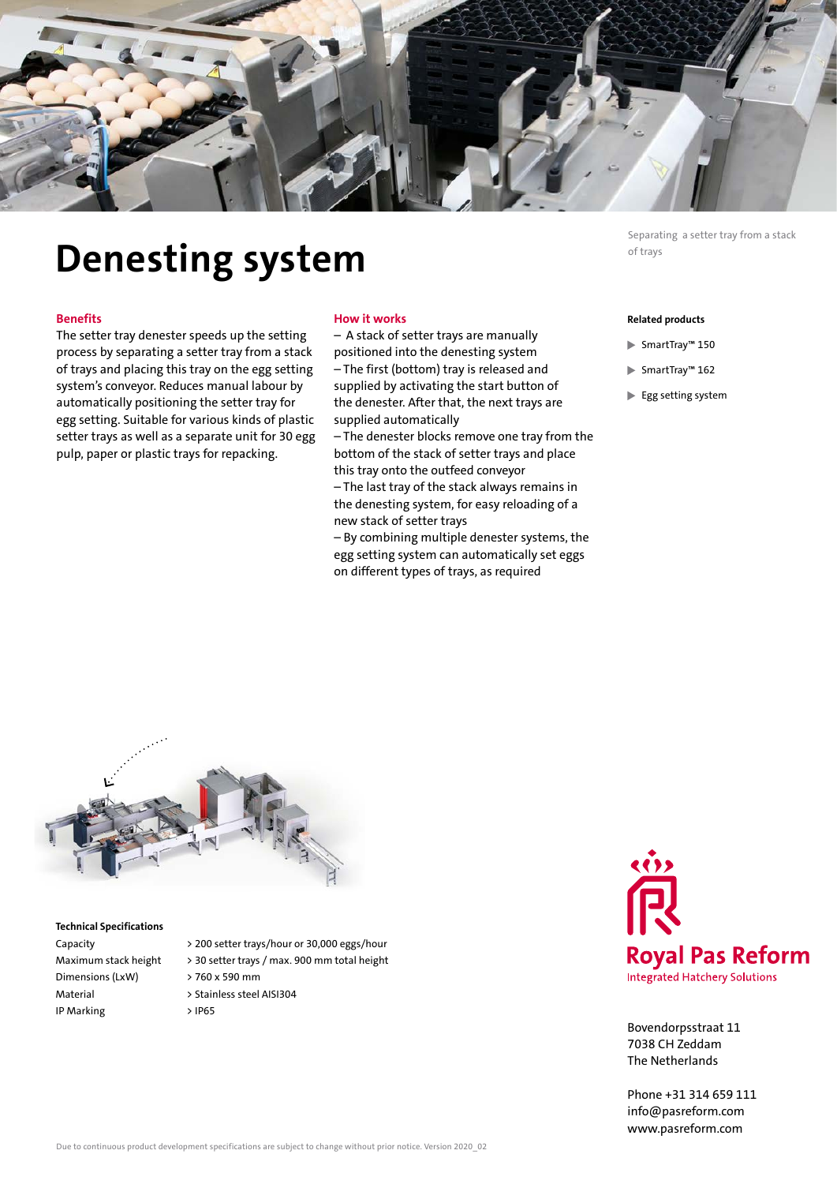# Denesting system

Separating a setter tray from a stack of trays

### Benefits

The setter tray denester speeds up the setting process by separating a setter tray from a stack of trays and placing this tray on the egg setting system's conveyor. Reduces manual labour by automatically positioning the setter tray for egg setting. Suitable for various kinds of plastic setter trays as well as a separate unit for 30 egg pulp, paper or plastic trays for repacking.

### How it works

– A stack of setter trays are manually positioned into the denesting system
– The first (bottom) tray is released and supplied by activating the start button of the denester. After that, the next trays are supplied automatically
– The denester blocks remove one tray from the bottom of the stack of setter trays and place this tray onto the outfeed conveyor
– The last tray of the stack always remains in the denesting system, for easy reloading of a new stack of setter trays
– By combining multiple denester systems, the egg setting system can automatically set eggs on different types of trays, as required

**Related products**

- SmartTray™ 150
- SmartTray™ 162
- Egg setting system

**Technical Specifications**

| | |
|---|---|
| Capacity | > 200 setter trays/hour or 30,000 eggs/hour |
| Maximum stack height | > 30 setter trays / max. 900 mm total height |
| Dimensions (LxW) | > 760 x 590 mm |
| Material | > Stainless steel AISI304 |
| IP Marking | > IP65 |

**Royal Pas Reform**
Integrated Hatchery Solutions

Bovendorpsstraat 11
7038 CH Zeddam
The Netherlands

Phone +31 314 659 111
info@pasreform.com
www.pasreform.com

Due to continuous product development specifications are subject to change without prior notice. Version 2020_02